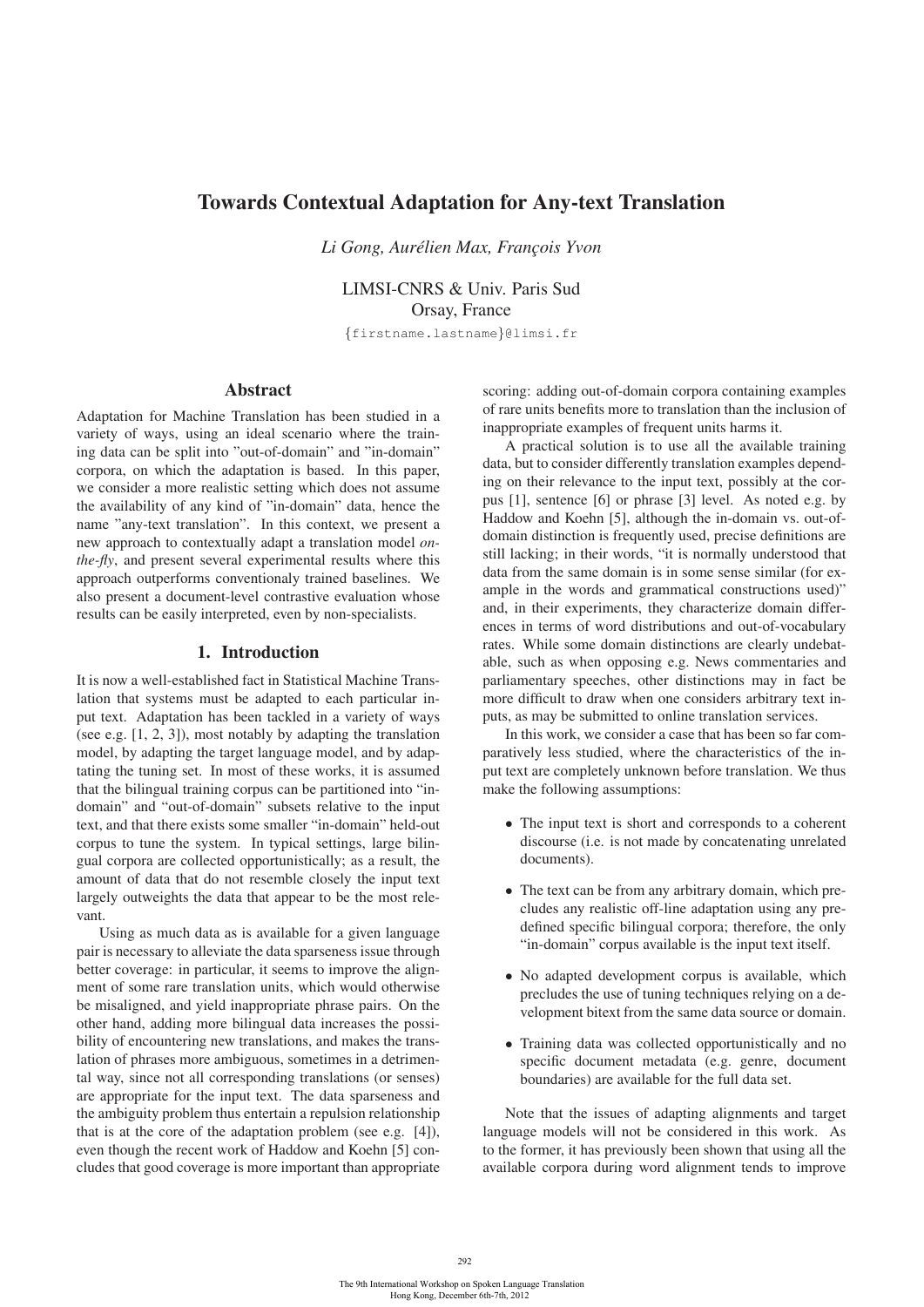# Towards Contextual Adaptation for Any-text Translation

*Li Gong, Aurélien Max, François Yvon*

LIMSI-CNRS & Univ. Paris Sud
Orsay, France

{firstname.lastname}@limsi.fr

## Abstract

Adaptation for Machine Translation has been studied in a variety of ways, using an ideal scenario where the training data can be split into "out-of-domain" and "in-domain" corpora, on which the adaptation is based. In this paper, we consider a more realistic setting which does not assume the availability of any kind of "in-domain" data, hence the name "any-text translation". In this context, we present a new approach to contextually adapt a translation model *on-the-fly*, and present several experimental results where this approach outperforms conventionaly trained baselines. We also present a document-level contrastive evaluation whose results can be easily interpreted, even by non-specialists.

## 1. Introduction

It is now a well-established fact in Statistical Machine Translation that systems must be adapted to each particular input text. Adaptation has been tackled in a variety of ways (see e.g. [1, 2, 3]), most notably by adapting the translation model, by adapting the target language model, and by adaptating the tuning set. In most of these works, it is assumed that the bilingual training corpus can be partitioned into "in-domain" and "out-of-domain" subsets relative to the input text, and that there exists some smaller "in-domain" held-out corpus to tune the system. In typical settings, large bilingual corpora are collected opportunistically; as a result, the amount of data that do not resemble closely the input text largely outweights the data that appear to be the most relevant.

Using as much data as is available for a given language pair is necessary to alleviate the data sparseness issue through better coverage: in particular, it seems to improve the alignment of some rare translation units, which would otherwise be misaligned, and yield inappropriate phrase pairs. On the other hand, adding more bilingual data increases the possibility of encountering new translations, and makes the translation of phrases more ambiguous, sometimes in a detrimental way, since not all corresponding translations (or senses) are appropriate for the input text. The data sparseness and the ambiguity problem thus entertain a repulsion relationship that is at the core of the adaptation problem (see e.g. [4]), even though the recent work of Haddow and Koehn [5] concludes that good coverage is more important than appropriate scoring: adding out-of-domain corpora containing examples of rare units benefits more to translation than the inclusion of inappropriate examples of frequent units harms it.

A practical solution is to use all the available training data, but to consider differently translation examples depending on their relevance to the input text, possibly at the corpus [1], sentence [6] or phrase [3] level. As noted e.g. by Haddow and Koehn [5], although the in-domain vs. out-of-domain distinction is frequently used, precise definitions are still lacking; in their words, "it is normally understood that data from the same domain is in some sense similar (for example in the words and grammatical constructions used)" and, in their experiments, they characterize domain differences in terms of word distributions and out-of-vocabulary rates. While some domain distinctions are clearly undebatable, such as when opposing e.g. News commentaries and parliamentary speeches, other distinctions may in fact be more difficult to draw when one considers arbitrary text inputs, as may be submitted to online translation services.

In this work, we consider a case that has been so far comparatively less studied, where the characteristics of the input text are completely unknown before translation. We thus make the following assumptions:

- The input text is short and corresponds to a coherent discourse (i.e. is not made by concatenating unrelated documents).
- The text can be from any arbitrary domain, which precludes any realistic off-line adaptation using any predefined specific bilingual corpora; therefore, the only "in-domain" corpus available is the input text itself.
- No adapted development corpus is available, which precludes the use of tuning techniques relying on a development bitext from the same data source or domain.
- Training data was collected opportunistically and no specific document metadata (e.g. genre, document boundaries) are available for the full data set.

Note that the issues of adapting alignments and target language models will not be considered in this work. As to the former, it has previously been shown that using all the available corpora during word alignment tends to improve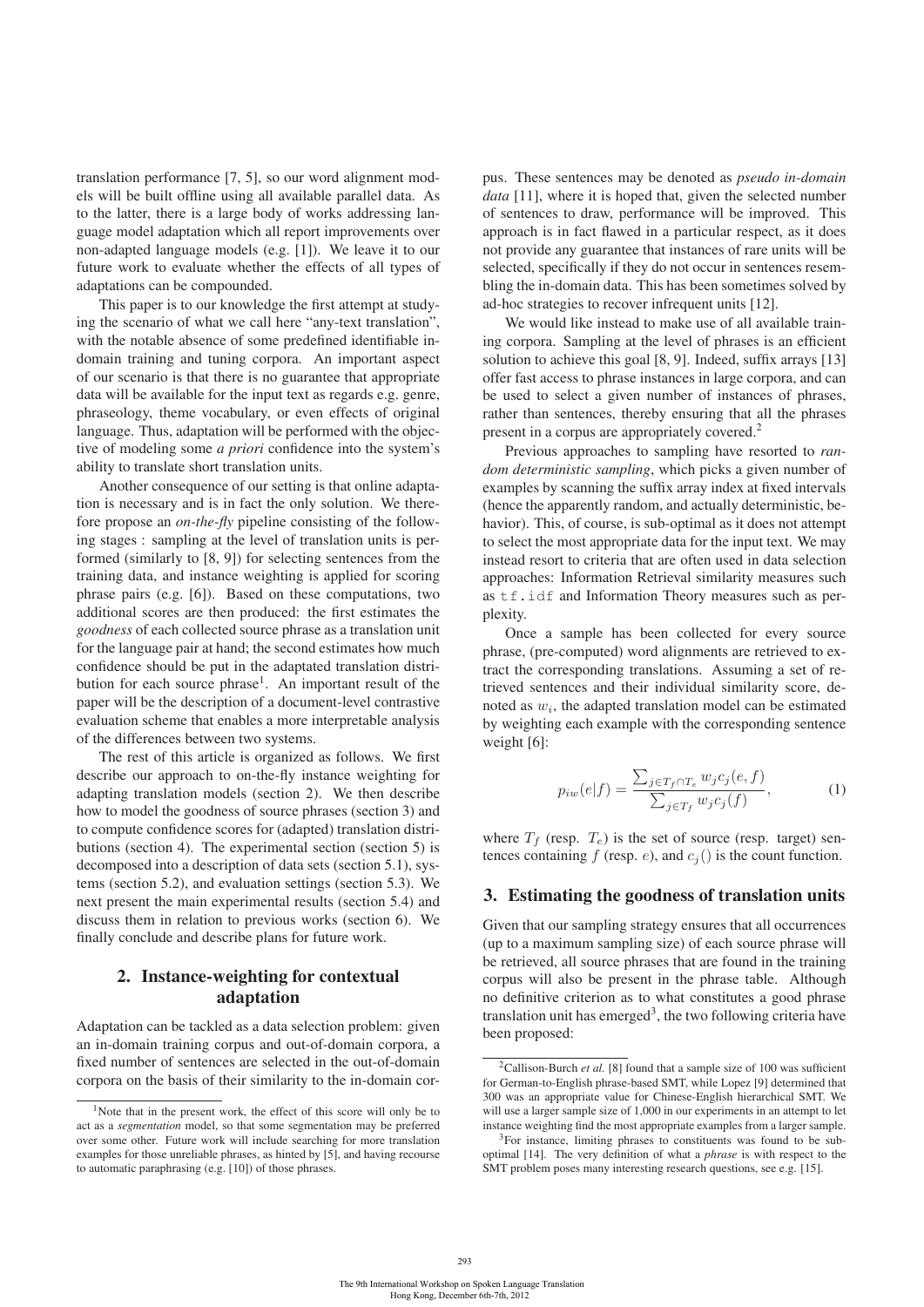translation performance [7, 5], so our word alignment models will be built offline using all available parallel data. As to the latter, there is a large body of works addressing language model adaptation which all report improvements over non-adapted language models (e.g. [1]). We leave it to our future work to evaluate whether the effects of all types of adaptations can be compounded.

This paper is to our knowledge the first attempt at studying the scenario of what we call here "any-text translation", with the notable absence of some predefined identifiable in-domain training and tuning corpora. An important aspect of our scenario is that there is no guarantee that appropriate data will be available for the input text as regards e.g. genre, phraseology, theme vocabulary, or even effects of original language. Thus, adaptation will be performed with the objective of modeling some *a priori* confidence into the system's ability to translate short translation units.

Another consequence of our setting is that online adaptation is necessary and is in fact the only solution. We therefore propose an *on-the-fly* pipeline consisting of the following stages : sampling at the level of translation units is performed (similarly to [8, 9]) for selecting sentences from the training data, and instance weighting is applied for scoring phrase pairs (e.g. [6]). Based on these computations, two additional scores are then produced: the first estimates the *goodness* of each collected source phrase as a translation unit for the language pair at hand; the second estimates how much confidence should be put in the adaptated translation distribution for each source phrase[1]. An important result of the paper will be the description of a document-level contrastive evaluation scheme that enables a more interpretable analysis of the differences between two systems.

The rest of this article is organized as follows. We first describe our approach to on-the-fly instance weighting for adapting translation models (section 2). We then describe how to model the goodness of source phrases (section 3) and to compute confidence scores for (adapted) translation distributions (section 4). The experimental section (section 5) is decomposed into a description of data sets (section 5.1), systems (section 5.2), and evaluation settings (section 5.3). We next present the main experimental results (section 5.4) and discuss them in relation to previous works (section 6). We finally conclude and describe plans for future work.

## 2. Instance-weighting for contextual adaptation

Adaptation can be tackled as a data selection problem: given an in-domain training corpus and out-of-domain corpora, a fixed number of sentences are selected in the out-of-domain corpora on the basis of their similarity to the in-domain corpus. These sentences may be denoted as *pseudo in-domain data* [11], where it is hoped that, given the selected number of sentences to draw, performance will be improved. This approach is in fact flawed in a particular respect, as it does not provide any guarantee that instances of rare units will be selected, specifically if they do not occur in sentences resembling the in-domain data. This has been sometimes solved by ad-hoc strategies to recover infrequent units [12].

We would like instead to make use of all available training corpora. Sampling at the level of phrases is an efficient solution to achieve this goal [8, 9]. Indeed, suffix arrays [13] offer fast access to phrase instances in large corpora, and can be used to select a given number of instances of phrases, rather than sentences, thereby ensuring that all the phrases present in a corpus are appropriately covered.[2]

Previous approaches to sampling have resorted to *random deterministic sampling*, which picks a given number of examples by scanning the suffix array index at fixed intervals (hence the apparently random, and actually deterministic, behavior). This, of course, is sub-optimal as it does not attempt to select the most appropriate data for the input text. We may instead resort to criteria that are often used in data selection approaches: Information Retrieval similarity measures such as `tf.idf` and Information Theory measures such as perplexity.

Once a sample has been collected for every source phrase, (pre-computed) word alignments are retrieved to extract the corresponding translations. Assuming a set of retrieved sentences and their individual similarity score, denoted as $w_i$, the adapted translation model can be estimated by weighting each example with the corresponding sentence weight [6]:

$$p_{iw}(e|f) = \frac{\sum_{j \in T_f \cap T_e} w_j c_j(e, f)}{\sum_{j \in T_f} w_j c_j(f)}, \quad (1)$$

where $T_f$ (resp. $T_e$) is the set of source (resp. target) sentences containing $f$ (resp. $e$), and $c_j()$ is the count function.

## 3. Estimating the goodness of translation units

Given that our sampling strategy ensures that all occurrences (up to a maximum sampling size) of each source phrase will be retrieved, all source phrases that are found in the training corpus will also be present in the phrase table. Although no definitive criterion as to what constitutes a good phrase translation unit has emerged[3], the two following criteria have been proposed:

---

[1] Note that in the present work, the effect of this score will only be to act as a *segmentation* model, so that some segmentation may be preferred over some other. Future work will include searching for more translation examples for those unreliable phrases, as hinted by [5], and having recourse to automatic paraphrasing (e.g. [10]) of those phrases.

[2] Callison-Burch *et al.* [8] found that a sample size of 100 was sufficient for German-to-English phrase-based SMT, while Lopez [9] determined that 300 was an appropriate value for Chinese-English hierarchical SMT. We will use a larger sample size of 1,000 in our experiments in an attempt to let instance weighting find the most appropriate examples from a larger sample.

[3] For instance, limiting phrases to constituents was found to be sub-optimal [14]. The very definition of what a *phrase* is with respect to the SMT problem poses many interesting research questions, see e.g. [15].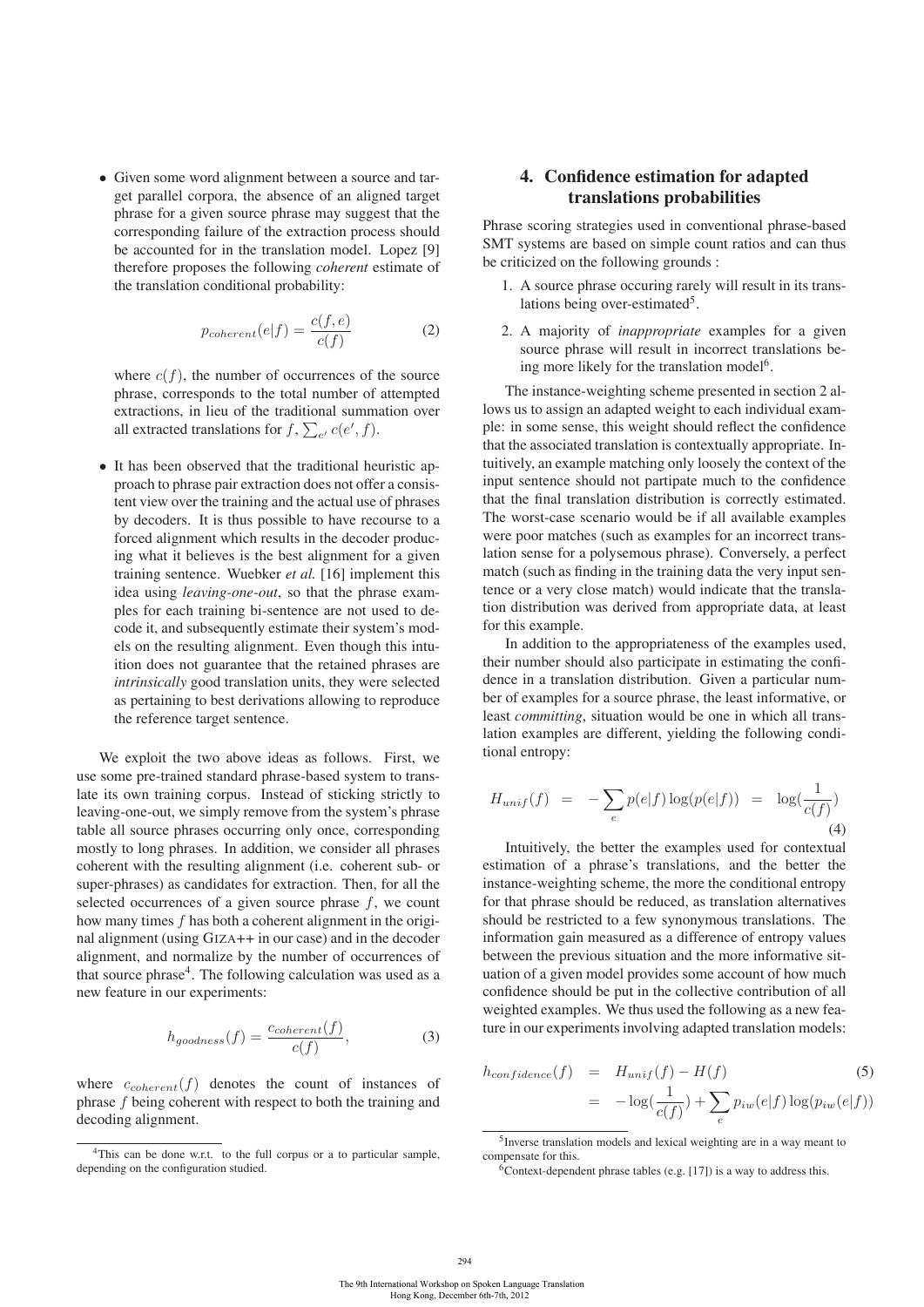- Given some word alignment between a source and target parallel corpora, the absence of an aligned target phrase for a given source phrase may suggest that the corresponding failure of the extraction process should be accounted for in the translation model. Lopez [9] therefore proposes the following *coherent* estimate of the translation conditional probability:

$$p_{coherent}(e|f) = \frac{c(f,e)}{c(f)} \tag{2}$$

  where $c(f)$, the number of occurrences of the source phrase, corresponds to the total number of attempted extractions, in lieu of the traditional summation over all extracted translations for $f$, $\sum_{e'} c(e', f)$.

- It has been observed that the traditional heuristic approach to phrase pair extraction does not offer a consistent view over the training and the actual use of phrases by decoders. It is thus possible to have recourse to a forced alignment which results in the decoder producing what it believes is the best alignment for a given training sentence. Wuebker *et al.* [16] implement this idea using *leaving-one-out*, so that the phrase examples for each training bi-sentence are not used to decode it, and subsequently estimate their system's models on the resulting alignment. Even though this intuition does not guarantee that the retained phrases are *intrinsically* good translation units, they were selected as pertaining to best derivations allowing to reproduce the reference target sentence.

We exploit the two above ideas as follows. First, we use some pre-trained standard phrase-based system to translate its own training corpus. Instead of sticking strictly to leaving-one-out, we simply remove from the system's phrase table all source phrases occurring only once, corresponding mostly to long phrases. In addition, we consider all phrases coherent with the resulting alignment (i.e. coherent sub- or super-phrases) as candidates for extraction. Then, for all the selected occurrences of a given source phrase $f$, we count how many times $f$ has both a coherent alignment in the original alignment (using GIZA++ in our case) and in the decoder alignment, and normalize by the number of occurrences of that source phrase[4]. The following calculation was used as a new feature in our experiments:

$$h_{goodness}(f) = \frac{c_{coherent}(f)}{c(f)}, \tag{3}$$

where $c_{coherent}(f)$ denotes the count of instances of phrase $f$ being coherent with respect to both the training and decoding alignment.

[4]This can be done w.r.t. to the full corpus or a to particular sample, depending on the configuration studied.

## 4. Confidence estimation for adapted translations probabilities

Phrase scoring strategies used in conventional phrase-based SMT systems are based on simple count ratios and can thus be criticized on the following grounds :

1. A source phrase occuring rarely will result in its translations being over-estimated[5].
2. A majority of *inappropriate* examples for a given source phrase will result in incorrect translations being more likely for the translation model[6].

The instance-weighting scheme presented in section 2 allows us to assign an adapted weight to each individual example: in some sense, this weight should reflect the confidence that the associated translation is contextually appropriate. Intuitively, an example matching only loosely the context of the input sentence should not partipate much to the confidence that the final translation distribution is correctly estimated. The worst-case scenario would be if all available examples were poor matches (such as examples for an incorrect translation sense for a polysemous phrase). Conversely, a perfect match (such as finding in the training data the very input sentence or a very close match) would indicate that the translation distribution was derived from appropriate data, at least for this example.

In addition to the appropriateness of the examples used, their number should also participate in estimating the confidence in a translation distribution. Given a particular number of examples for a source phrase, the least informative, or least *committing*, situation would be one in which all translation examples are different, yielding the following conditional entropy:

$$H_{unif}(f) \;=\; -\sum_{e} p(e|f)\log(p(e|f)) \;=\; \log(\frac{1}{c(f)}) \tag{4}$$

Intuitively, the better the examples used for contextual estimation of a phrase's translations, and the better the instance-weighting scheme, the more the conditional entropy for that phrase should be reduced, as translation alternatives should be restricted to a few synonymous translations. The information gain measured as a difference of entropy values between the previous situation and the more informative situation of a given model provides some account of how much confidence should be put in the collective contribution of all weighted examples. We thus used the following as a new feature in our experiments involving adapted translation models:

$$\begin{aligned} h_{confidence}(f) &= H_{unif}(f) - H(f) \\ &= -\log(\frac{1}{c(f)}) + \sum_{e} p_{iw}(e|f)\log(p_{iw}(e|f)) \end{aligned} \tag{5}$$

[5]Inverse translation models and lexical weighting are in a way meant to compensate for this.

[6]Context-dependent phrase tables (e.g. [17]) is a way to address this.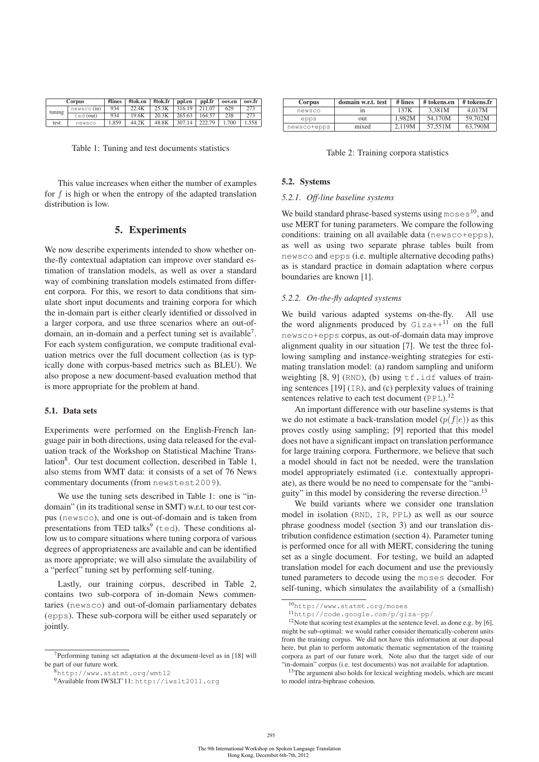| Corpus | | #lines | #tok.en | #tok.fr | ppl.en | ppl.fr | oov.en | oov.fr |
|---|---|---|---|---|---|---|---|---|
| tuning | newsco (in) | 934 | 22.4K | 25.3K | 316.19 | 211.07 | 629 | 273 |
| | ted (out) | 934 | 19.6K | 20.3K | 265.63 | 164.57 | 238 | 273 |
| test | newsco | 1,859 | 44.2K | 48.8K | 307.14 | 222.79 | 1,700 | 1,558 |

Table 1: Tuning and test documents statistics

| Corpus | domain w.r.t. test | # lines | # tokens.en | # tokens.fr |
|---|---|---|---|---|
| newsco | in | 137K | 3,381M | 4,017M |
| epps | out | 1,982M | 54,170M | 59,702M |
| newsco+epps | mixed | 2,119M | 57,551M | 63,790M |

Table 2: Training corpora statistics

This value increases when either the number of examples for $f$ is high or when the entropy of the adapted translation distribution is low.

# 5. Experiments

We now describe experiments intended to show whether on-the-fly contextual adaptation can improve over standard estimation of translation models, as well as over a standard way of combining translation models estimated from different corpora. For this, we resort to data conditions that simulate short input documents and training corpora for which the in-domain part is either clearly identified or dissolved in a larger corpora, and use three scenarios where an out-of-domain, an in-domain and a perfect tuning set is available[7]. For each system configuration, we compute traditional evaluation metrics over the full document collection (as is typically done with corpus-based metrics such as BLEU). We also propose a new document-based evaluation method that is more appropriate for the problem at hand.

## 5.1. Data sets

Experiments were performed on the English-French language pair in both directions, using data released for the evaluation track of the Workshop on Statistical Machine Translation[8]. Our test document collection, described in Table 1, also stems from WMT data: it consists of a set of 76 News commentary documents (from newstest2009).

We use the tuning sets described in Table 1: one is "in-domain" (in its traditional sense in SMT) w.r.t. to our test corpus (newsco), and one is out-of-domain and is taken from presentations from TED talks[9] (ted). These conditions allow us to compare situations where tuning corpora of various degrees of appropriateness are available and can be identified as more appropriate; we will also simulate the availability of a "perfect" tuning set by performing self-tuning.

Lastly, our training corpus, described in Table 2, contains two sub-corpora of in-domain News commentaries (newsco) and out-of-domain parliamentary debates (epps). These sub-corpora will be either used separately or jointly.

## 5.2. Systems

### 5.2.1. Off-line baseline systems

We build standard phrase-based systems using moses[10], and use MERT for tuning parameters. We compare the following conditions: training on all available data (newsco+epps), as well as using two separate phrase tables built from newsco and epps (i.e. multiple alternative decoding paths) as is standard practice in domain adaptation where corpus boundaries are known [1].

### 5.2.2. On-the-fly adapted systems

We build various adapted systems on-the-fly. All use the word alignments produced by Giza++[11] on the full newsco+epps corpus, as out-of-domain data may improve alignment quality in our situation [7]. We test the three following sampling and instance-weighting strategies for estimating translation model: (a) random sampling and uniform weighting [8, 9] (RND), (b) using tf.idf values of training sentences [19] (IR), and (c) perplexity values of training sentences relative to each test document (PPL).[12]

An important difference with our baseline systems is that we do not estimate a back-translation model ($p(f|e)$) as this proves costly using sampling; [9] reported that this model does not have a significant impact on translation performance for large training corpora. Furthermore, we believe that such a model should in fact not be needed, were the translation model appropriately estimated (i.e. contextually appropriate), as there would be no need to compensate for the "ambiguity" in this model by considering the reverse direction.[13]

We build variants where we consider one translation model in isolation (RND, IR, PPL) as well as our source phrase goodness model (section 3) and our translation distribution confidence estimation (section 4). Parameter tuning is performed once for all with MERT, considering the tuning set as a single document. For testing, we build an adapted translation model for each document and use the previously tuned parameters to decode using the moses decoder. For self-tuning, which simulates the availability of a (smallish)

---

[7] Performing tuning set adaptation at the document-level as in [18] will be part of our future work.

[8] http://www.statmt.org/wmt12

[9] Available from IWSLT'11: http://iwslt2011.org

[10] http://www.statmt.org/moses

[11] http://code.google.com/p/giza-pp/

[12] Note that scoring test examples at the sentence level, as done e.g. by [6], might be sub-optimal: we would rather consider thematically-coherent units from the training corpus. We did not have this information at our disposal here, but plan to perform automatic thematic segmentation of the training corpora as part of our future work. Note also that the target side of our "in-domain" corpus (i.e. test documents) was not available for adaptation.

[13] The argument also holds for lexical weighting models, which are meant to model intra-biphrase cohesion.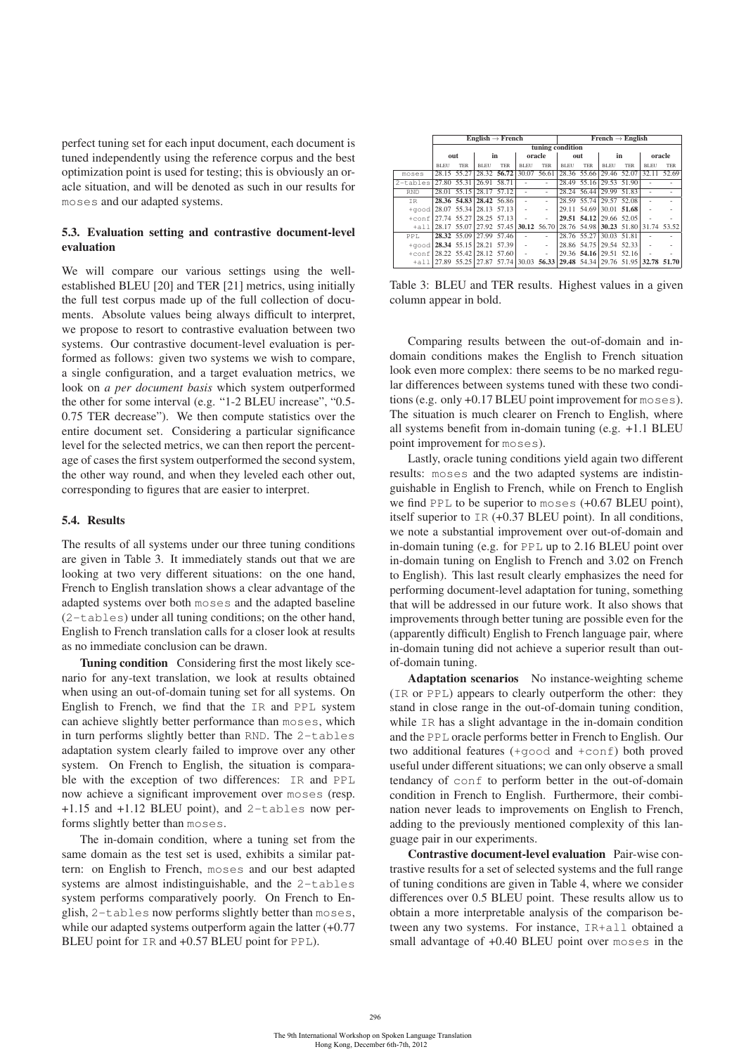perfect tuning set for each input document, each document is tuned independently using the reference corpus and the best optimization point is used for testing; this is obviously an oracle situation, and will be denoted as such in our results for moses and our adapted systems.

### 5.3. Evaluation setting and contrastive document-level evaluation

We will compare our various settings using the well-established BLEU [20] and TER [21] metrics, using initially the full test corpus made up of the full collection of documents. Absolute values being always difficult to interpret, we propose to resort to contrastive evaluation between two systems. Our contrastive document-level evaluation is performed as follows: given two systems we wish to compare, a single configuration, and a target evaluation metrics, we look on *a per document basis* which system outperformed the other for some interval (e.g. "1-2 BLEU increase", "0.5-0.75 TER decrease"). We then compute statistics over the entire document set. Considering a particular significance level for the selected metrics, we can then report the percentage of cases the first system outperformed the second system, the other way round, and when they leveled each other out, corresponding to figures that are easier to interpret.

### 5.4. Results

The results of all systems under our three tuning conditions are given in Table 3. It immediately stands out that we are looking at two very different situations: on the one hand, French to English translation shows a clear advantage of the adapted systems over both moses and the adapted baseline (2-tables) under all tuning conditions; on the other hand, English to French translation calls for a closer look at results as no immediate conclusion can be drawn.

**Tuning condition** Considering first the most likely scenario for any-text translation, we look at results obtained when using an out-of-domain tuning set for all systems. On English to French, we find that the IR and PPL system can achieve slightly better performance than moses, which in turn performs slightly better than RND. The 2-tables adaptation system clearly failed to improve over any other system. On French to English, the situation is comparable with the exception of two differences: IR and PPL now achieve a significant improvement over moses (resp. +1.15 and +1.12 BLEU point), and 2-tables now performs slightly better than moses.

The in-domain condition, where a tuning set from the same domain as the test set is used, exhibits a similar pattern: on English to French, moses and our best adapted systems are almost indistinguishable, and the 2-tables system performs comparatively poorly. On French to English, 2-tables now performs slightly better than moses, while our adapted systems outperform again the latter (+0.77 BLEU point for IR and +0.57 BLEU point for PPL).

| | English → French | | | | | | French → English | | | | | |
|---|---|---|---|---|---|---|---|---|---|---|---|---|
| | tuning condition | | | | | | | | | | | |
| | out | | in | | oracle | | out | | in | | oracle | |
| | BLEU | TER | BLEU | TER | BLEU | TER | BLEU | TER | BLEU | TER | BLEU | TER |
| moses | 28.15 | 55.27 | 28.32 | **56.72** | 30.07 | 56.61 | 28.36 | 55.66 | 29.46 | 52.07 | 32.11 | 52.69 |
| 2-tables | 27.80 | 55.31 | 26.91 | 58.71 | - | - | 28.49 | 55.16 | 29.53 | 51.90 | - | - |
| RND | 28.01 | 55.15 | 28.17 | 57.12 | - | - | 28.24 | 56.44 | 29.99 | 51.83 | - | - |
| IR | **28.36** | **54.83** | **28.42** | 56.86 | - | - | 28.59 | 55.74 | 29.57 | 52.08 | - | - |
| +good | 28.07 | 55.34 | 28.13 | 57.13 | - | - | 29.11 | 54.69 | 30.01 | **51.68** | - | - |
| +conf | 27.74 | 55.27 | 28.25 | 57.13 | - | - | **29.51** | **54.12** | 29.66 | 52.05 | - | - |
| +all | 28.17 | 55.07 | 27.92 | 57.45 | **30.12** | 56.70 | 28.76 | 54.98 | **30.23** | 51.80 | 31.74 | 53.52 |
| PPL | **28.32** | 55.09 | 27.99 | 57.46 | - | - | 28.76 | 55.27 | 30.03 | 51.81 | - | - |
| +good | **28.34** | 55.15 | 28.21 | 57.39 | - | - | 28.86 | 54.75 | 29.54 | 52.33 | - | - |
| +conf | 28.22 | 55.42 | 28.12 | 57.60 | - | - | 29.36 | **54.16** | 29.51 | 52.16 | - | - |
| +all | 27.89 | 55.25 | 27.87 | 57.74 | 30.03 | **56.33** | **29.48** | 54.34 | 29.76 | 51.95 | **32.78** | **51.70** |

Table 3: BLEU and TER results. Highest values in a given column appear in bold.

Comparing results between the out-of-domain and in-domain conditions makes the English to French situation look even more complex: there seems to be no marked regular differences between systems tuned with these two conditions (e.g. only +0.17 BLEU point improvement for moses). The situation is much clearer on French to English, where all systems benefit from in-domain tuning (e.g. +1.1 BLEU point improvement for moses).

Lastly, oracle tuning conditions yield again two different results: moses and the two adapted systems are indistinguishable in English to French, while on French to English we find PPL to be superior to moses (+0.67 BLEU point), itself superior to IR (+0.37 BLEU point). In all conditions, we note a substantial improvement over out-of-domain and in-domain tuning (e.g. for PPL up to 2.16 BLEU point over in-domain tuning on English to French and 3.02 on French to English). This last result clearly emphasizes the need for performing document-level adaptation for tuning, something that will be addressed in our future work. It also shows that improvements through better tuning are possible even for the (apparently difficult) English to French language pair, where in-domain tuning did not achieve a superior result than out-of-domain tuning.

**Adaptation scenarios** No instance-weighting scheme (IR or PPL) appears to clearly outperform the other: they stand in close range in the out-of-domain tuning condition, while IR has a slight advantage in the in-domain condition and the PPL oracle performs better in French to English. Our two additional features (+good and +conf) both proved useful under different situations; we can only observe a small tendancy of conf to perform better in the out-of-domain condition in French to English. Furthermore, their combination never leads to improvements on English to French, adding to the previously mentioned complexity of this language pair in our experiments.

**Contrastive document-level evaluation** Pair-wise contrastive results for a set of selected systems and the full range of tuning conditions are given in Table 4, where we consider differences over 0.5 BLEU point. These results allow us to obtain a more interpretable analysis of the comparison between any two systems. For instance, IR+all obtained a small advantage of +0.40 BLEU point over moses in the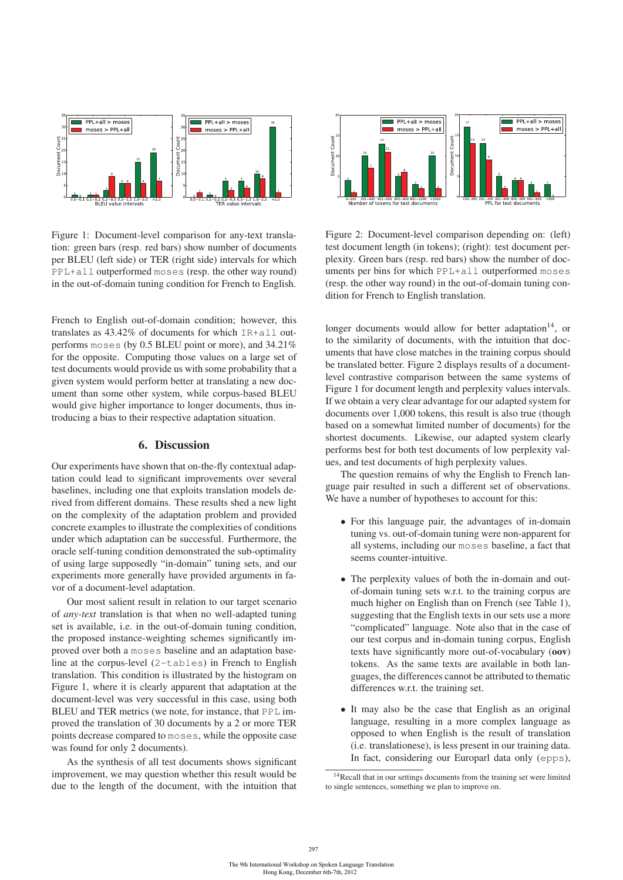Figure 1: Document-level comparison for any-text translation: green bars (resp. red bars) show number of documents per BLEU (left side) or TER (right side) intervals for which PPL+all outperformed moses (resp. the other way round) in the out-of-domain tuning condition for French to English.

Figure 2: Document-level comparison depending on: (left) test document length (in tokens); (right): test document perplexity. Green bars (resp. red bars) show the number of documents per bins for which PPL+all outperformed moses (resp. the other way round) in the out-of-domain tuning condition for French to English translation.

French to English out-of-domain condition; however, this translates as 43.42% of documents for which IR+all outperforms moses (by 0.5 BLEU point or more), and 34.21% for the opposite. Computing those values on a large set of test documents would provide us with some probability that a given system would perform better at translating a new document than some other system, while corpus-based BLEU would give higher importance to longer documents, thus introducing a bias to their respective adaptation situation.

## 6. Discussion

Our experiments have shown that on-the-fly contextual adaptation could lead to significant improvements over several baselines, including one that exploits translation models derived from different domains. These results shed a new light on the complexity of the adaptation problem and provided concrete examples to illustrate the complexities of conditions under which adaptation can be successful. Furthermore, the oracle self-tuning condition demonstrated the sub-optimality of using large supposedly "in-domain" tuning sets, and our experiments more generally have provided arguments in favor of a document-level adaptation.

Our most salient result in relation to our target scenario of *any-text* translation is that when no well-adapted tuning set is available, i.e. in the out-of-domain tuning condition, the proposed instance-weighting schemes significantly improved over both a moses baseline and an adaptation baseline at the corpus-level (2-tables) in French to English translation. This condition is illustrated by the histogram on Figure 1, where it is clearly apparent that adaptation at the document-level was very successful in this case, using both BLEU and TER metrics (we note, for instance, that PPL improved the translation of 30 documents by a 2 or more TER points decrease compared to moses, while the opposite case was found for only 2 documents).

As the synthesis of all test documents shows significant improvement, we may question whether this result would be due to the length of the document, with the intuition that longer documents would allow for better adaptation[14], or to the similarity of documents, with the intuition that documents that have close matches in the training corpus should be translated better. Figure 2 displays results of a document-level contrastive comparison between the same systems of Figure 1 for document length and perplexity values intervals. If we obtain a very clear advantage for our adapted system for documents over 1,000 tokens, this result is also true (though based on a somewhat limited number of documents) for the shortest documents. Likewise, our adapted system clearly performs best for both test documents of low perplexity values, and test documents of high perplexity values.

The question remains of why the English to French language pair resulted in such a different set of observations. We have a number of hypotheses to account for this:

- For this language pair, the advantages of in-domain tuning vs. out-of-domain tuning were non-apparent for all systems, including our moses baseline, a fact that seems counter-intuitive.
- The perplexity values of both the in-domain and out-of-domain tuning sets w.r.t. to the training corpus are much higher on English than on French (see Table 1), suggesting that the English texts in our sets use a more "complicated" language. Note also that in the case of our test corpus and in-domain tuning corpus, English texts have significantly more out-of-vocabulary (**oov**) tokens. As the same texts are available in both languages, the differences cannot be attributed to thematic differences w.r.t. the training set.
- It may also be the case that English as an original language, resulting in a more complex language as opposed to when English is the result of translation (i.e. translationese), is less present in our training data. In fact, considering our Europarl data only (epps),

[14] Recall that in our settings documents from the training set were limited to single sentences, something we plan to improve on.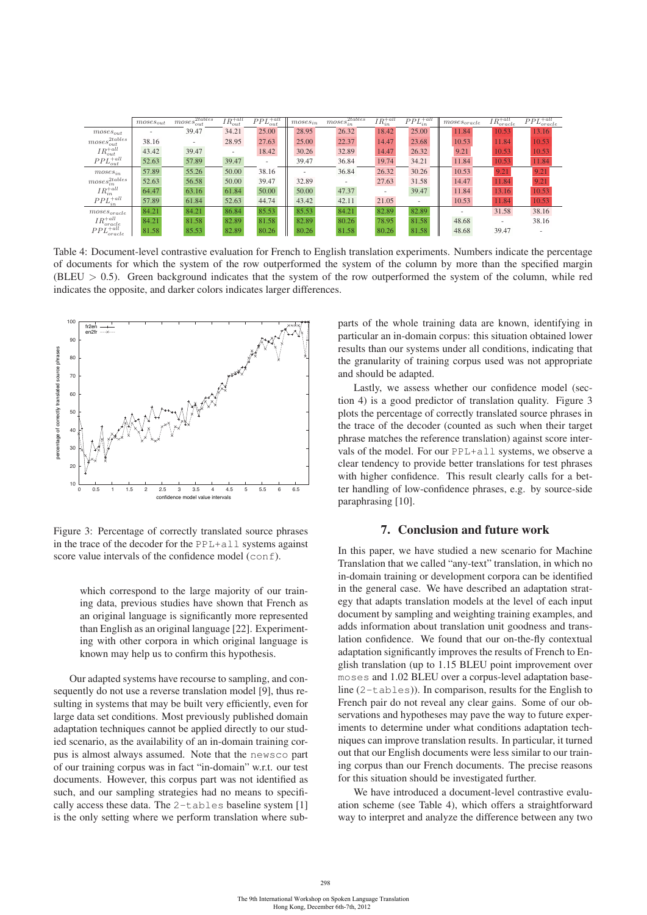| | $moses_{out}$ | $moses_{out}^{2tables}$ | $IR_{out}^{+all}$ | $PPL_{out}^{+all}$ | $moses_{in}$ | $moses_{in}^{2tables}$ | $IR_{in}^{+all}$ | $PPL_{in}^{+all}$ | $moses_{oracle}$ | $IR_{oracle}^{+all}$ | $PPL_{oracle}^{+all}$ |
|---|---|---|---|---|---|---|---|---|---|---|---|
| $moses_{out}$ | - | 39.47 | 34.21 | 25.00 | 28.95 | 26.32 | 18.42 | 25.00 | 11.84 | 10.53 | 13.16 |
| $moses_{out}^{2tables}$ | 38.16 | - | 28.95 | 27.63 | 25.00 | 22.37 | 14.47 | 23.68 | 10.53 | 11.84 | 10.53 |
| $IR_{out}^{+all}$ | 43.42 | 39.47 | - | 18.42 | 30.26 | 32.89 | 14.47 | 26.32 | 9.21 | 10.53 | 10.53 |
| $PPL_{out}^{+all}$ | 52.63 | 57.89 | 39.47 | - | 39.47 | 36.84 | 19.74 | 34.21 | 11.84 | 10.53 | 11.84 |
| $moses_{in}$ | 57.89 | 55.26 | 50.00 | 38.16 | - | 36.84 | 26.32 | 30.26 | 10.53 | 9.21 | 9.21 |
| $moses_{in}^{2tables}$ | 52.63 | 56.58 | 50.00 | 39.47 | 32.89 | - | 27.63 | 31.58 | 14.47 | 11.84 | 9.21 |
| $IR_{in}^{+all}$ | 64.47 | 63.16 | 61.84 | 50.00 | 50.00 | 47.37 | - | 39.47 | 11.84 | 13.16 | 10.53 |
| $PPL_{in}^{+all}$ | 57.89 | 61.84 | 52.63 | 44.74 | 43.42 | 42.11 | 21.05 | - | 10.53 | 11.84 | 10.53 |
| $moses_{oracle}$ | 84.21 | 84.21 | 86.84 | 85.53 | 85.53 | 84.21 | 82.89 | 82.89 | - | 31.58 | 38.16 |
| $IR_{oracle}^{+all}$ | 84.21 | 81.58 | 82.89 | 81.58 | 82.89 | 80.26 | 78.95 | 81.58 | 48.68 | - | 38.16 |
| $PPL_{oracle}^{+all}$ | 81.58 | 85.53 | 82.89 | 80.26 | 80.26 | 81.58 | 80.26 | 81.58 | 48.68 | 39.47 | - |

Table 4: Document-level contrastive evaluation for French to English translation experiments. Numbers indicate the percentage of documents for which the system of the row outperformed the system of the column by more than the specified margin (BLEU > 0.5). Green background indicates that the system of the row outperformed the system of the column, while red indicates the opposite, and darker colors indicates larger differences.

Figure 3: Percentage of correctly translated source phrases in the trace of the decoder for the PPL+all systems against score value intervals of the confidence model (conf).

which correspond to the large majority of our training data, previous studies have shown that French as an original language is significantly more represented than English as an original language [22]. Experimenting with other corpora in which original language is known may help us to confirm this hypothesis.

Our adapted systems have recourse to sampling, and consequently do not use a reverse translation model [9], thus resulting in systems that may be built very efficiently, even for large data set conditions. Most previously published domain adaptation techniques cannot be applied directly to our studied scenario, as the availability of an in-domain training corpus is almost always assumed. Note that the newsco part of our training corpus was in fact "in-domain" w.r.t. our test documents. However, this corpus part was not identified as such, and our sampling strategies had no means to specifically access these data. The 2-tables baseline system [1] is the only setting where we perform translation where subparts of the whole training data are known, identifying in particular an in-domain corpus: this situation obtained lower results than our systems under all conditions, indicating that the granularity of training corpus used was not appropriate and should be adapted.

Lastly, we assess whether our confidence model (section 4) is a good predictor of translation quality. Figure 3 plots the percentage of correctly translated source phrases in the trace of the decoder (counted as such when their target phrase matches the reference translation) against score intervals of the model. For our PPL+all systems, we observe a clear tendency to provide better translations for test phrases with higher confidence. This result clearly calls for a better handling of low-confidence phrases, e.g. by source-side paraphrasing [10].

## 7. Conclusion and future work

In this paper, we have studied a new scenario for Machine Translation that we called "any-text" translation, in which no in-domain training or development corpora can be identified in the general case. We have described an adaptation strategy that adapts translation models at the level of each input document by sampling and weighting training examples, and adds information about translation unit goodness and translation confidence. We found that our on-the-fly contextual adaptation significantly improves the results of French to English translation (up to 1.15 BLEU point improvement over moses and 1.02 BLEU over a corpus-level adaptation baseline (2-tables)). In comparison, results for the English to French pair do not reveal any clear gains. Some of our observations and hypotheses may pave the way to future experiments to determine under what conditions adaptation techniques can improve translation results. In particular, it turned out that our English documents were less similar to our training corpus than our French documents. The precise reasons for this situation should be investigated further.

We have introduced a document-level contrastive evaluation scheme (see Table 4), which offers a straightforward way to interpret and analyze the difference between any two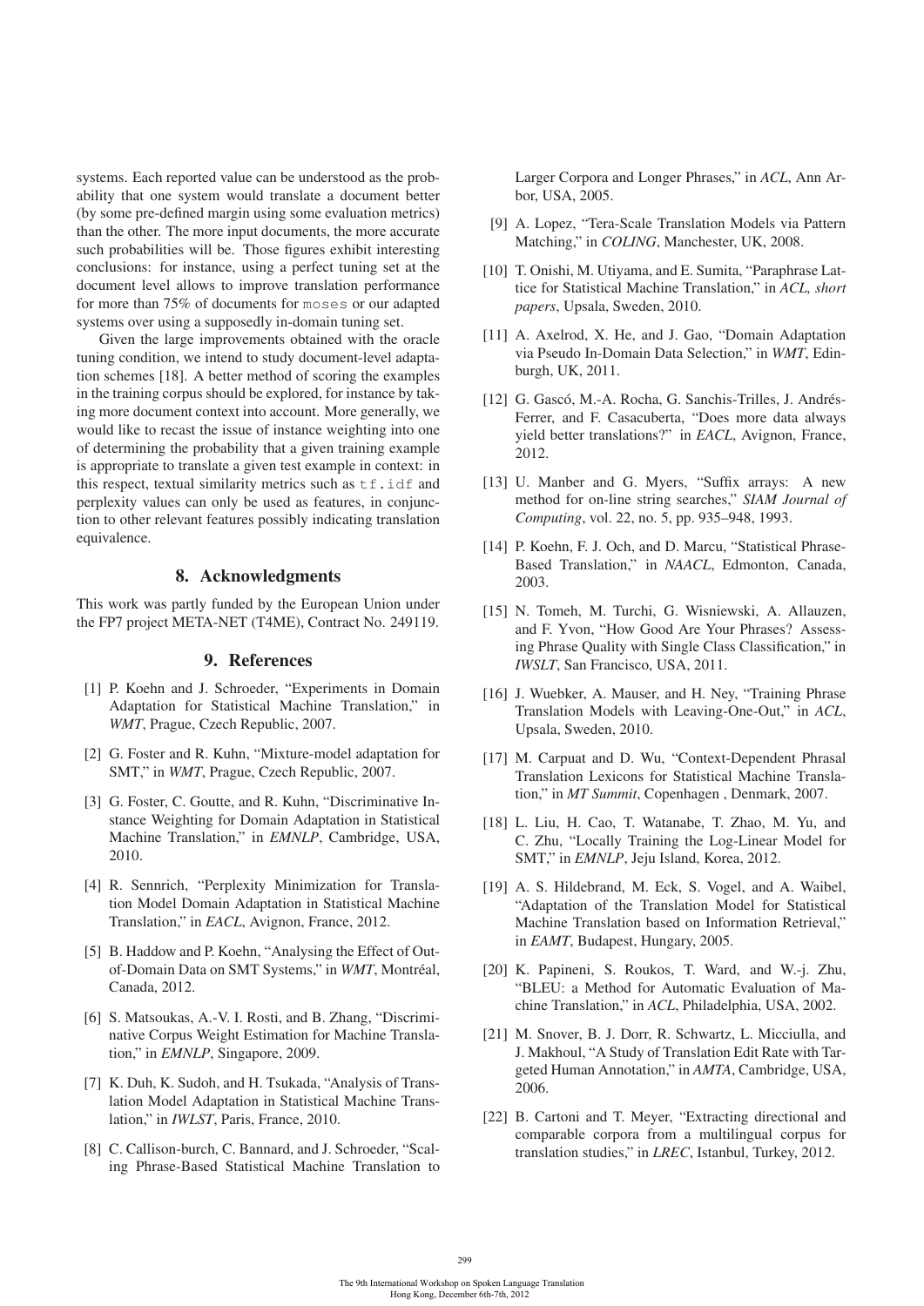systems. Each reported value can be understood as the probability that one system would translate a document better (by some pre-defined margin using some evaluation metrics) than the other. The more input documents, the more accurate such probabilities will be. Those figures exhibit interesting conclusions: for instance, using a perfect tuning set at the document level allows to improve translation performance for more than 75% of documents for `moses` or our adapted systems over using a supposedly in-domain tuning set.

Given the large improvements obtained with the oracle tuning condition, we intend to study document-level adaptation schemes [18]. A better method of scoring the examples in the training corpus should be explored, for instance by taking more document context into account. More generally, we would like to recast the issue of instance weighting into one of determining the probability that a given training example is appropriate to translate a given test example in context: in this respect, textual similarity metrics such as `tf.idf` and perplexity values can only be used as features, in conjunction to other relevant features possibly indicating translation equivalence.

## 8. Acknowledgments

This work was partly funded by the European Union under the FP7 project META-NET (T4ME), Contract No. 249119.

## 9. References

[1] P. Koehn and J. Schroeder, "Experiments in Domain Adaptation for Statistical Machine Translation," in *WMT*, Prague, Czech Republic, 2007.

[2] G. Foster and R. Kuhn, "Mixture-model adaptation for SMT," in *WMT*, Prague, Czech Republic, 2007.

[3] G. Foster, C. Goutte, and R. Kuhn, "Discriminative Instance Weighting for Domain Adaptation in Statistical Machine Translation," in *EMNLP*, Cambridge, USA, 2010.

[4] R. Sennrich, "Perplexity Minimization for Translation Model Domain Adaptation in Statistical Machine Translation," in *EACL*, Avignon, France, 2012.

[5] B. Haddow and P. Koehn, "Analysing the Effect of Out-of-Domain Data on SMT Systems," in *WMT*, Montréal, Canada, 2012.

[6] S. Matsoukas, A.-V. I. Rosti, and B. Zhang, "Discriminative Corpus Weight Estimation for Machine Translation," in *EMNLP*, Singapore, 2009.

[7] K. Duh, K. Sudoh, and H. Tsukada, "Analysis of Translation Model Adaptation in Statistical Machine Translation," in *IWLST*, Paris, France, 2010.

[8] C. Callison-burch, C. Bannard, and J. Schroeder, "Scaling Phrase-Based Statistical Machine Translation to Larger Corpora and Longer Phrases," in *ACL*, Ann Arbor, USA, 2005.

[9] A. Lopez, "Tera-Scale Translation Models via Pattern Matching," in *COLING*, Manchester, UK, 2008.

[10] T. Onishi, M. Utiyama, and E. Sumita, "Paraphrase Lattice for Statistical Machine Translation," in *ACL, short papers*, Upsala, Sweden, 2010.

[11] A. Axelrod, X. He, and J. Gao, "Domain Adaptation via Pseudo In-Domain Data Selection," in *WMT*, Edinburgh, UK, 2011.

[12] G. Gascó, M.-A. Rocha, G. Sanchis-Trilles, J. Andrés-Ferrer, and F. Casacuberta, "Does more data always yield better translations?" in *EACL*, Avignon, France, 2012.

[13] U. Manber and G. Myers, "Suffix arrays: A new method for on-line string searches," *SIAM Journal of Computing*, vol. 22, no. 5, pp. 935–948, 1993.

[14] P. Koehn, F. J. Och, and D. Marcu, "Statistical Phrase-Based Translation," in *NAACL*, Edmonton, Canada, 2003.

[15] N. Tomeh, M. Turchi, G. Wisniewski, A. Allauzen, and F. Yvon, "How Good Are Your Phrases? Assessing Phrase Quality with Single Class Classification," in *IWSLT*, San Francisco, USA, 2011.

[16] J. Wuebker, A. Mauser, and H. Ney, "Training Phrase Translation Models with Leaving-One-Out," in *ACL*, Upsala, Sweden, 2010.

[17] M. Carpuat and D. Wu, "Context-Dependent Phrasal Translation Lexicons for Statistical Machine Translation," in *MT Summit*, Copenhagen , Denmark, 2007.

[18] L. Liu, H. Cao, T. Watanabe, T. Zhao, M. Yu, and C. Zhu, "Locally Training the Log-Linear Model for SMT," in *EMNLP*, Jeju Island, Korea, 2012.

[19] A. S. Hildebrand, M. Eck, S. Vogel, and A. Waibel, "Adaptation of the Translation Model for Statistical Machine Translation based on Information Retrieval," in *EAMT*, Budapest, Hungary, 2005.

[20] K. Papineni, S. Roukos, T. Ward, and W.-j. Zhu, "BLEU: a Method for Automatic Evaluation of Machine Translation," in *ACL*, Philadelphia, USA, 2002.

[21] M. Snover, B. J. Dorr, R. Schwartz, L. Micciulla, and J. Makhoul, "A Study of Translation Edit Rate with Targeted Human Annotation," in *AMTA*, Cambridge, USA, 2006.

[22] B. Cartoni and T. Meyer, "Extracting directional and comparable corpora from a multilingual corpus for translation studies," in *LREC*, Istanbul, Turkey, 2012.